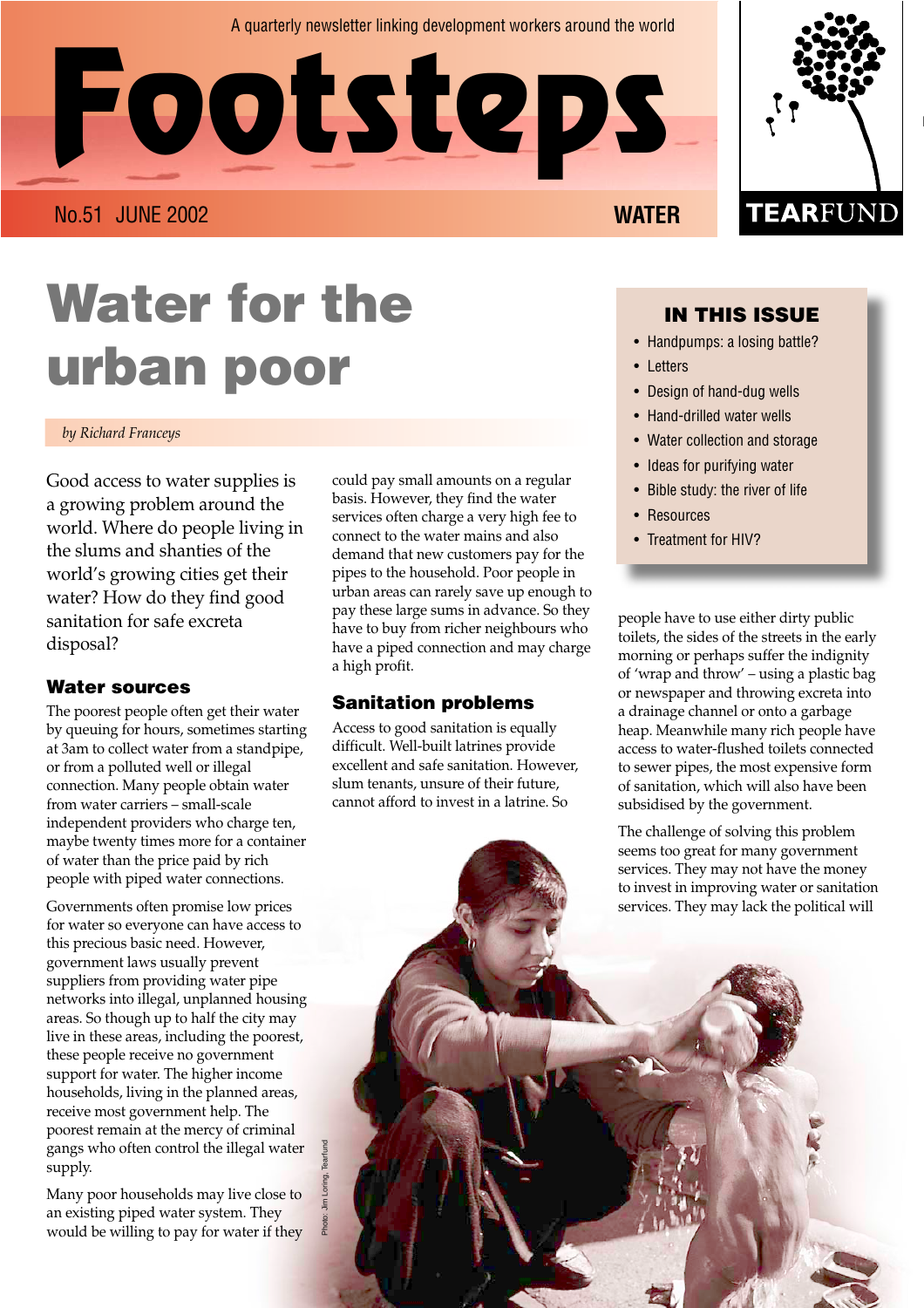A quarterly newsletter linking development workers around the world

# Footsteps

No.51 JUNE 2002 WATER

TEARFUND

# Water for the urban poor

*by Richard Franceys*

Good access to water supplies is a growing problem around the world. Where do people living in the slums and shanties of the world's growing cities get their water? How do they find good sanitation for safe excreta disposal?

## Water sources

The poorest people often get their water by queuing for hours, sometimes starting at 3am to collect water from a standpipe, or from a polluted well or illegal connection. Many people obtain water from water carriers – small-scale independent providers who charge ten, maybe twenty times more for a container of water than the price paid by rich people with piped water connections.

Governments often promise low prices for water so everyone can have access to this precious basic need. However, government laws usually prevent suppliers from providing water pipe networks into illegal, unplanned housing areas. So though up to half the city may live in these areas, including the poorest, these people receive no government support for water. The higher income households, living in the planned areas, receive most government help. The poorest remain at the mercy of criminal gangs who often control the illegal water supply.

Many poor households may live close to an existing piped water system. They would be willing to pay for water if they could pay small amounts on a regular basis. However, they find the water services often charge a very high fee to connect to the water mains and also demand that new customers pay for the pipes to the household. Poor people in urban areas can rarely save up enough to pay these large sums in advance. So they have to buy from richer neighbours who have a piped connection and may charge a high profit.

## Sanitation problems

Access to good sanitation is equally difficult. Well-built latrines provide excellent and safe sanitation. However, slum tenants, unsure of their future, cannot afford to invest in a latrine. So people have to use either dirty public toilets, the sides of the streets in the early morning or perhaps suffer the indignity of 'wrap and throw' – using a plastic bag or newspaper and throwing excreta into a drainage channel or onto a garbage heap. Meanwhile many rich people have access to water-flushed toilets connected to sewer pipes, the most expensive form of sanitation, which will also have been subsidised by the government.

The challenge of solving this problem seems too great for many government services. They may not have the money to invest in improving water or sanitation services. They may lack the political will

Photo: Jim Loring, Tearfund

## IN THIS ISSUE

- Handpumps: a losing battle?
- Letters
- Design of hand-dug wells
- Hand-drilled water wells
- Water collection and storage
- Ideas for purifying water
- Bible study: the river of life
- Resources
- Treatment for HIV?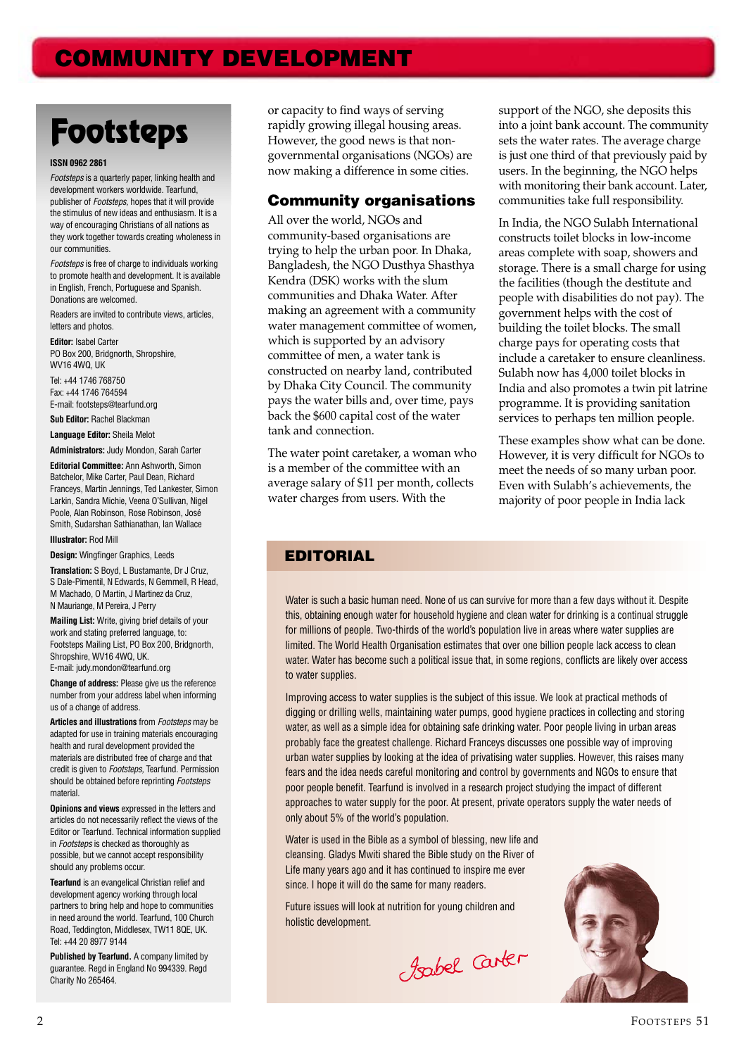# COMMUNITY DEVELOPMENT

## Footsteps

**ISSN 0962 2861**

*Footsteps* is a quarterly paper, linking health and development workers worldwide. Tearfund, publisher of *Footsteps*, hopes that it will provide the stimulus of new ideas and enthusiasm. It is a way of encouraging Christians of all nations as they work together towards creating wholeness in our communities.

*Footsteps* is free of charge to individuals working to promote health and development. It is available in English, French, Portuguese and Spanish. Donations are welcomed.

Readers are invited to contribute views, articles, letters and photos.

**Editor:** Isabel Carter
PO Box 200, Bridgnorth, Shropshire, WV16 4WQ, UK

Tel: +44 1746 768750
Fax: +44 1746 764594
E-mail: footsteps@tearfund.org

**Sub Editor:** Rachel Blackman

**Language Editor:** Sheila Melot

**Administrators:** Judy Mondon, Sarah Carter

**Editorial Committee:** Ann Ashworth, Simon Batchelor, Mike Carter, Paul Dean, Richard Franceys, Martin Jennings, Ted Lankester, Simon Larkin, Sandra Michie, Veena O'Sullivan, Nigel Poole, Alan Robinson, Rose Robinson, José Smith, Sudarshan Sathianathan, Ian Wallace

**Illustrator:** Rod Mill

**Design:** Wingfinger Graphics, Leeds

**Translation:** S Boyd, L Bustamante, Dr J Cruz, S Dale-Pimentil, N Edwards, N Gemmell, R Head, M Machado, O Martin, J Martinez da Cruz, N Mauriange, M Pereira, J Perry

**Mailing List:** Write, giving brief details of your work and stating preferred language, to: Footsteps Mailing List, PO Box 200, Bridgnorth, Shropshire, WV16 4WQ, UK.
E-mail: judy.mondon@tearfund.org

**Change of address:** Please give us the reference number from your address label when informing us of a change of address.

**Articles and illustrations** from *Footsteps* may be adapted for use in training materials encouraging health and rural development provided the materials are distributed free of charge and that credit is given to *Footsteps*, Tearfund. Permission should be obtained before reprinting *Footsteps* material.

**Opinions and views** expressed in the letters and articles do not necessarily reflect the views of the Editor or Tearfund. Technical information supplied in *Footsteps* is checked as thoroughly as possible, but we cannot accept responsibility should any problems occur.

**Tearfund** is an evangelical Christian relief and development agency working through local partners to bring help and hope to communities in need around the world. Tearfund, 100 Church Road, Teddington, Middlesex, TW11 8QE, UK. Tel: +44 20 8977 9144

**Published by Tearfund.** A company limited by guarantee. Regd in England No 994339. Regd Charity No 265464.

---

or capacity to find ways of serving rapidly growing illegal housing areas. However, the good news is that non-governmental organisations (NGOs) are now making a difference in some cities.

### Community organisations

All over the world, NGOs and community-based organisations are trying to help the urban poor. In Dhaka, Bangladesh, the NGO Dusthya Shasthya Kendra (DSK) works with the slum communities and Dhaka Water. After making an agreement with a community water management committee of women, which is supported by an advisory committee of men, a water tank is constructed on nearby land, contributed by Dhaka City Council. The community pays the water bills and, over time, pays back the $600 capital cost of the water tank and connection.

The water point caretaker, a woman who is a member of the committee with an average salary of $11 per month, collects water charges from users. With the support of the NGO, she deposits this into a joint bank account. The community sets the water rates. The average charge is just one third of that previously paid by users. In the beginning, the NGO helps with monitoring their bank account. Later, communities take full responsibility.

In India, the NGO Sulabh International constructs toilet blocks in low-income areas complete with soap, showers and storage. There is a small charge for using the facilities (though the destitute and people with disabilities do not pay). The government helps with the cost of building the toilet blocks. The small charge pays for operating costs that include a caretaker to ensure cleanliness. Sulabh now has 4,000 toilet blocks in India and also promotes a twin pit latrine programme. It is providing sanitation services to perhaps ten million people.

These examples show what can be done. However, it is very difficult for NGOs to meet the needs of so many urban poor. Even with Sulabh's achievements, the majority of poor people in India lack

## EDITORIAL

Water is such a basic human need. None of us can survive for more than a few days without it. Despite this, obtaining enough water for household hygiene and clean water for drinking is a continual struggle for millions of people. Two-thirds of the world's population live in areas where water supplies are limited. The World Health Organisation estimates that over one billion people lack access to clean water. Water has become such a political issue that, in some regions, conflicts are likely over access to water supplies.

Improving access to water supplies is the subject of this issue. We look at practical methods of digging or drilling wells, maintaining water pumps, good hygiene practices in collecting and storing water, as well as a simple idea for obtaining safe drinking water. Poor people living in urban areas probably face the greatest challenge. Richard Franceys discusses one possible way of improving urban water supplies by looking at the idea of privatising water supplies. However, this raises many fears and the idea needs careful monitoring and control by governments and NGOs to ensure that poor people benefit. Tearfund is involved in a research project studying the impact of different approaches to water supply for the poor. At present, private operators supply the water needs of only about 5% of the world's population.

Water is used in the Bible as a symbol of blessing, new life and cleansing. Gladys Mwiti shared the Bible study on the River of Life many years ago and it has continued to inspire me ever since. I hope it will do the same for many readers.

Future issues will look at nutrition for young children and holistic development.

*Isabel Carter*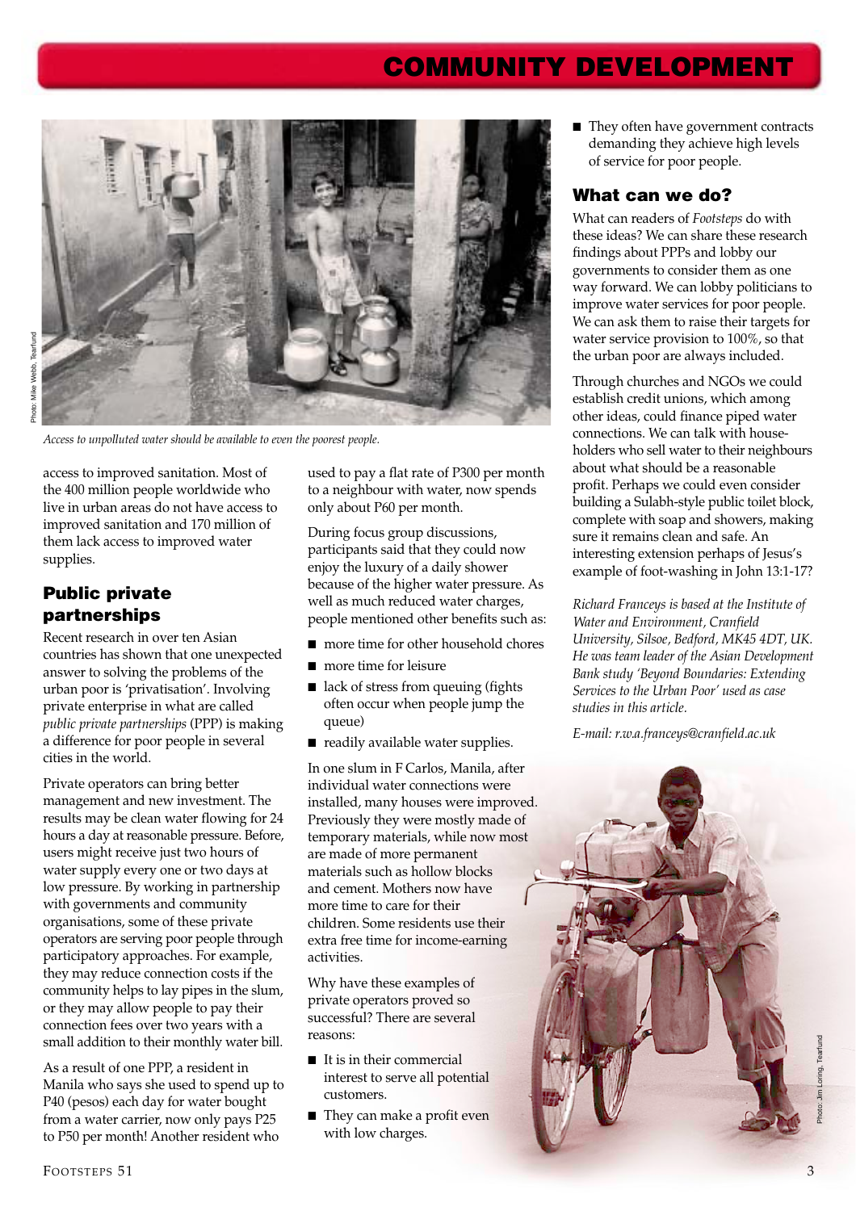Access to unpolluted water should be available to even the poorest people.

access to improved sanitation. Most of the 400 million people worldwide who live in urban areas do not have access to improved sanitation and 170 million of them lack access to improved water supplies.

## Public private partnerships

Recent research in over ten Asian countries has shown that one unexpected answer to solving the problems of the urban poor is 'privatisation'. Involving private enterprise in what are called *public private partnerships* (PPP) is making a difference for poor people in several cities in the world.

Private operators can bring better management and new investment. The results may be clean water flowing for 24 hours a day at reasonable pressure. Before, users might receive just two hours of water supply every one or two days at low pressure. By working in partnership with governments and community organisations, some of these private operators are serving poor people through participatory approaches. For example, they may reduce connection costs if the community helps to lay pipes in the slum, or they may allow people to pay their connection fees over two years with a small addition to their monthly water bill.

As a result of one PPP, a resident in Manila who says she used to spend up to P40 (pesos) each day for water bought from a water carrier, now only pays P25 to P50 per month! Another resident who used to pay a flat rate of P300 per month to a neighbour with water, now spends only about P60 per month.

During focus group discussions, participants said that they could now enjoy the luxury of a daily shower because of the higher water pressure. As well as much reduced water charges, people mentioned other benefits such as:

- more time for other household chores
- more time for leisure
- lack of stress from queuing (fights often occur when people jump the queue)
- readily available water supplies.

In one slum in F Carlos, Manila, after individual water connections were installed, many houses were improved. Previously they were mostly made of temporary materials, while now most are made of more permanent materials such as hollow blocks and cement. Mothers now have more time to care for their children. Some residents use their extra free time for income-earning activities.

Why have these examples of private operators proved so successful? There are several reasons:

- It is in their commercial interest to serve all potential customers.
- They can make a profit even with low charges.
- They often have government contracts demanding they achieve high levels of service for poor people.

## What can we do?

What can readers of *Footsteps* do with these ideas? We can share these research findings about PPPs and lobby our governments to consider them as one way forward. We can lobby politicians to improve water services for poor people. We can ask them to raise their targets for water service provision to 100%, so that the urban poor are always included.

Through churches and NGOs we could establish credit unions, which among other ideas, could finance piped water connections. We can talk with house-holders who sell water to their neighbours about what should be a reasonable profit. Perhaps we could even consider building a Sulabh-style public toilet block, complete with soap and showers, making sure it remains clean and safe. An interesting extension perhaps of Jesus's example of foot-washing in John 13:1-17?

*Richard Franceys is based at the Institute of Water and Environment, Cranfield University, Silsoe, Bedford, MK45 4DT, UK. He was team leader of the Asian Development Bank study 'Beyond Boundaries: Extending Services to the Urban Poor' used as case studies in this article.*

*E-mail: r.w.a.franceys@cranfield.ac.uk*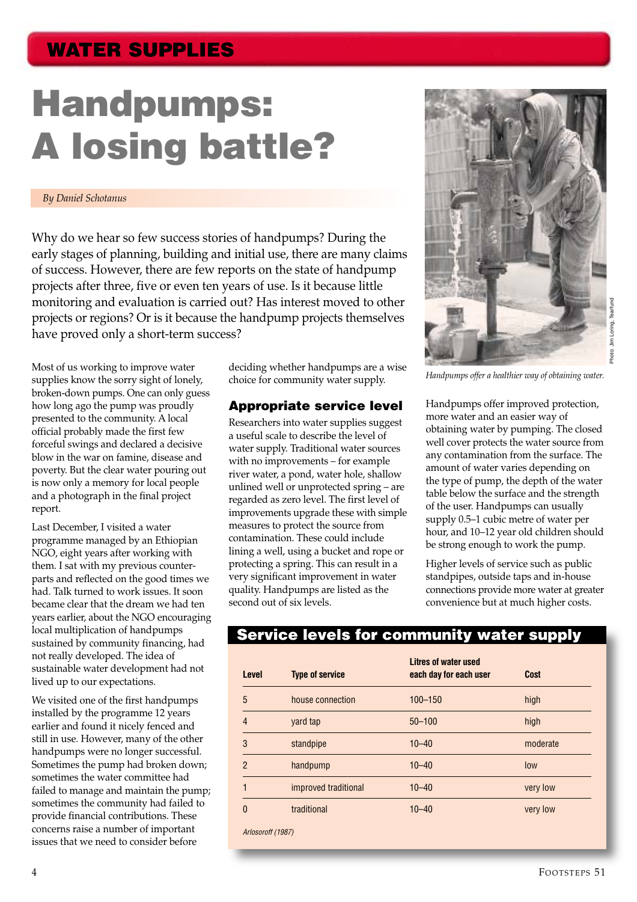## WATER SUPPLIES

# Handpumps: A losing battle?

*By Daniel Schotanus*

Why do we hear so few success stories of handpumps? During the early stages of planning, building and initial use, there are many claims of success. However, there are few reports on the state of handpump projects after three, five or even ten years of use. Is it because little monitoring and evaluation is carried out? Has interest moved to other projects or regions? Or is it because the handpump projects themselves have proved only a short-term success?

Most of us working to improve water supplies know the sorry sight of lonely, broken-down pumps. One can only guess how long ago the pump was proudly presented to the community. A local official probably made the first few forceful swings and declared a decisive blow in the war on famine, disease and poverty. But the clear water pouring out is now only a memory for local people and a photograph in the final project report.

Last December, I visited a water programme managed by an Ethiopian NGO, eight years after working with them. I sat with my previous counterparts and reflected on the good times we had. Talk turned to work issues. It soon became clear that the dream we had ten years earlier, about the NGO encouraging local multiplication of handpumps sustained by community financing, had not really developed. The idea of sustainable water development had not lived up to our expectations.

We visited one of the first handpumps installed by the programme 12 years earlier and found it nicely fenced and still in use. However, many of the other handpumps were no longer successful. Sometimes the pump had broken down; sometimes the water committee had failed to manage and maintain the pump; sometimes the community had failed to provide financial contributions. These concerns raise a number of important issues that we need to consider before deciding whether handpumps are a wise choice for community water supply.

### Appropriate service level

Researchers into water supplies suggest a useful scale to describe the level of water supply. Traditional water sources with no improvements – for example river water, a pond, water hole, shallow unlined well or unprotected spring – are regarded as zero level. The first level of improvements upgrade these with simple measures to protect the source from contamination. These could include lining a well, using a bucket and rope or protecting a spring. This can result in a very significant improvement in water quality. Handpumps are listed as the second out of six levels.

*Handpumps offer a healthier way of obtaining water.*

Photo: Jim Loring, Tearfund

Handpumps offer improved protection, more water and an easier way of obtaining water by pumping. The closed well cover protects the water source from any contamination from the surface. The amount of water varies depending on the type of pump, the depth of the water table below the surface and the strength of the user. Handpumps can usually supply 0.5–1 cubic metre of water per hour, and 10–12 year old children should be strong enough to work the pump.

Higher levels of service such as public standpipes, outside taps and in-house connections provide more water at greater convenience but at much higher costs.

**Service levels for community water supply**

| Level | Type of service | Litres of water used each day for each user | Cost |
|---|---|---|---|
| 5 | house connection | 100–150 | high |
| 4 | yard tap | 50–100 | high |
| 3 | standpipe | 10–40 | moderate |
| 2 | handpump | 10–40 | low |
| 1 | improved traditional | 10–40 | very low |
| 0 | traditional | 10–40 | very low |

*Arlosoroff (1987)*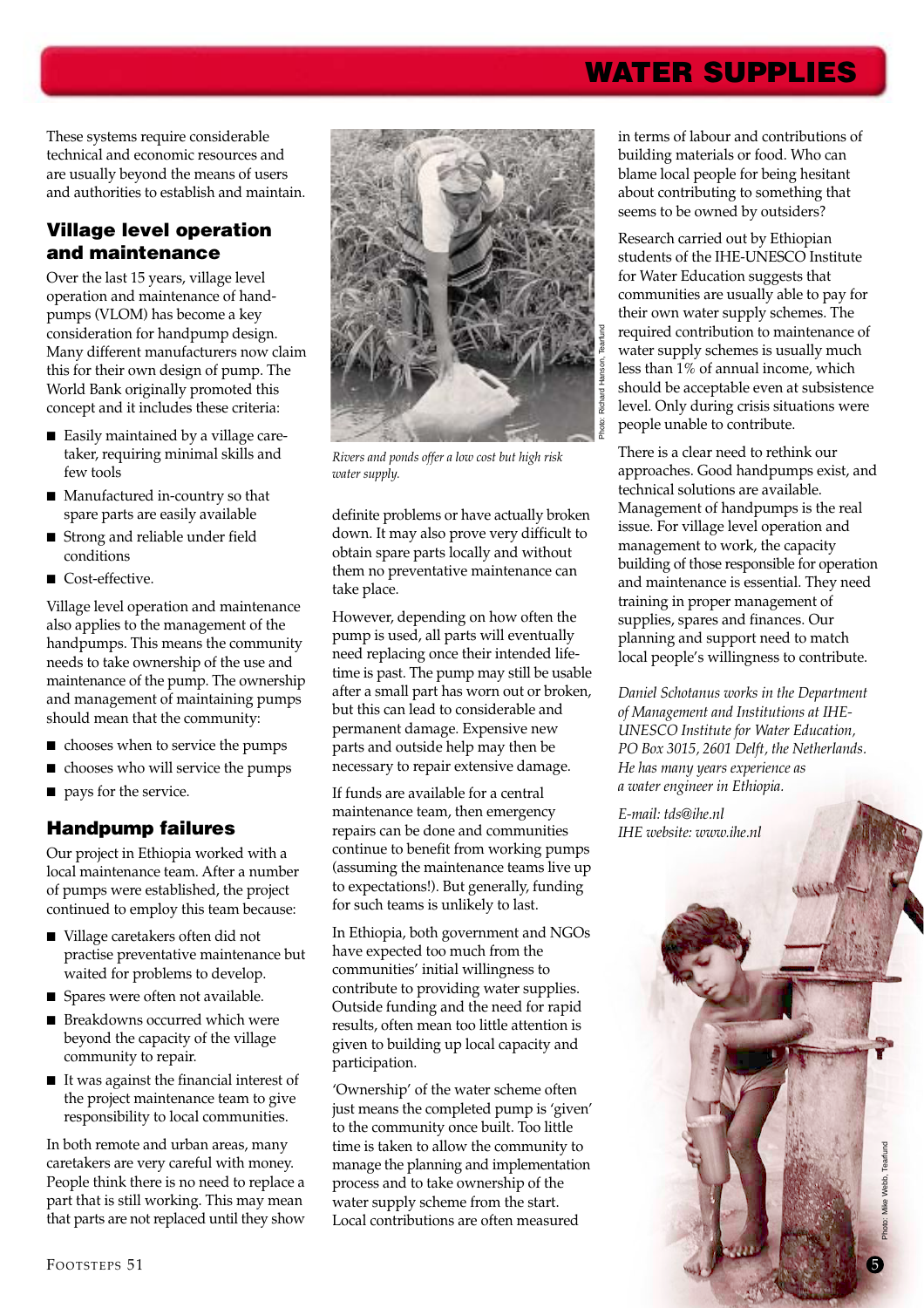These systems require considerable technical and economic resources and are usually beyond the means of users and authorities to establish and maintain.

## Village level operation and maintenance

Over the last 15 years, village level operation and maintenance of hand-pumps (VLOM) has become a key consideration for handpump design. Many different manufacturers now claim this for their own design of pump. The World Bank originally promoted this concept and it includes these criteria:

- Easily maintained by a village care-taker, requiring minimal skills and few tools
- Manufactured in-country so that spare parts are easily available
- Strong and reliable under field conditions
- Cost-effective.

Village level operation and maintenance also applies to the management of the handpumps. This means the community needs to take ownership of the use and maintenance of the pump. The ownership and management of maintaining pumps should mean that the community:

- chooses when to service the pumps
- chooses who will service the pumps
- pays for the service.

## Handpump failures

Our project in Ethiopia worked with a local maintenance team. After a number of pumps were established, the project continued to employ this team because:

- Village caretakers often did not practise preventative maintenance but waited for problems to develop.
- Spares were often not available.
- Breakdowns occurred which were beyond the capacity of the village community to repair.
- It was against the financial interest of the project maintenance team to give responsibility to local communities.

In both remote and urban areas, many caretakers are very careful with money. People think there is no need to replace a part that is still working. This may mean that parts are not replaced until they show definite problems or have actually broken down. It may also prove very difficult to obtain spare parts locally and without them no preventative maintenance can take place.

*Rivers and ponds offer a low cost but high risk water supply.*

Photo: Richard Hanson, Tearfund

However, depending on how often the pump is used, all parts will eventually need replacing once their intended life-time is past. The pump may still be usable after a small part has worn out or broken, but this can lead to considerable and permanent damage. Expensive new parts and outside help may then be necessary to repair extensive damage.

If funds are available for a central maintenance team, then emergency repairs can be done and communities continue to benefit from working pumps (assuming the maintenance teams live up to expectations!). But generally, funding for such teams is unlikely to last.

In Ethiopia, both government and NGOs have expected too much from the communities' initial willingness to contribute to providing water supplies. Outside funding and the need for rapid results, often mean too little attention is given to building up local capacity and participation.

'Ownership' of the water scheme often just means the completed pump is 'given' to the community once built. Too little time is taken to allow the community to manage the planning and implementation process and to take ownership of the water supply scheme from the start. Local contributions are often measured in terms of labour and contributions of building materials or food. Who can blame local people for being hesitant about contributing to something that seems to be owned by outsiders?

Research carried out by Ethiopian students of the IHE-UNESCO Institute for Water Education suggests that communities are usually able to pay for their own water supply schemes. The required contribution to maintenance of water supply schemes is usually much less than 1% of annual income, which should be acceptable even at subsistence level. Only during crisis situations were people unable to contribute.

There is a clear need to rethink our approaches. Good handpumps exist, and technical solutions are available. Management of handpumps is the real issue. For village level operation and management to work, the capacity building of those responsible for operation and maintenance is essential. They need training in proper management of supplies, spares and finances. Our planning and support need to match local people's willingness to contribute.

*Daniel Schotanus works in the Department of Management and Institutions at IHE-UNESCO Institute for Water Education, PO Box 3015, 2601 Delft, the Netherlands. He has many years experience as a water engineer in Ethiopia.*

*E-mail: tds@ihe.nl*
*IHE website: www.ihe.nl*

Photo: Mike Webb, Tearfund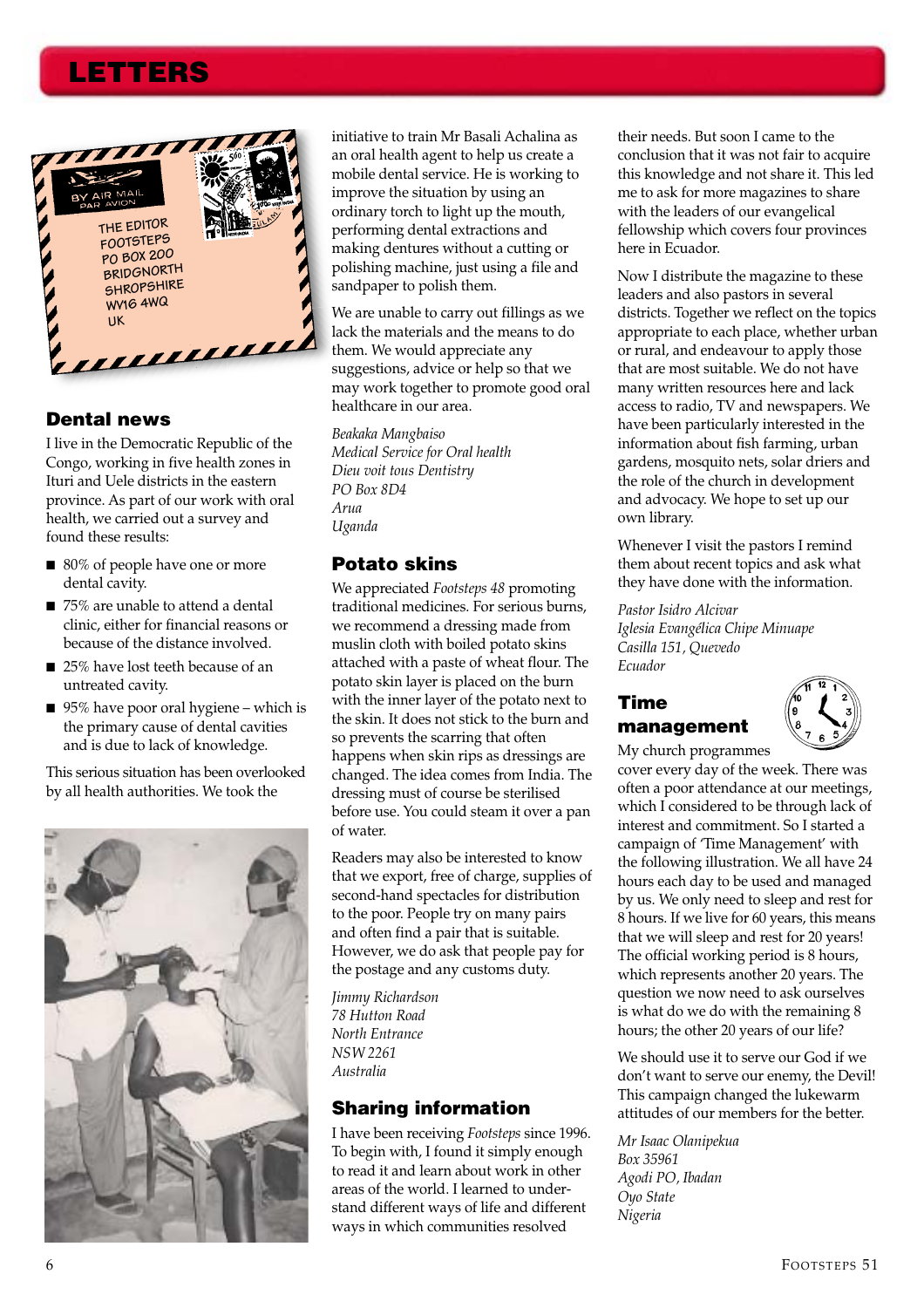# LETTERS

THE EDITOR
FOOTSTEPS
PO BOX 200
BRIDGNORTH
SHROPSHIRE
WV16 4WQ
UK

## Dental news

I live in the Democratic Republic of the Congo, working in five health zones in Ituri and Uele districts in the eastern province. As part of our work with oral health, we carried out a survey and found these results:

- 80% of people have one or more dental cavity.
- 75% are unable to attend a dental clinic, either for financial reasons or because of the distance involved.
- 25% have lost teeth because of an untreated cavity.
- 95% have poor oral hygiene – which is the primary cause of dental cavities and is due to lack of knowledge.

This serious situation has been overlooked by all health authorities. We took the initiative to train Mr Basali Achalina as an oral health agent to help us create a mobile dental service. He is working to improve the situation by using an ordinary torch to light up the mouth, performing dental extractions and making dentures without a cutting or polishing machine, just using a file and sandpaper to polish them.

We are unable to carry out fillings as we lack the materials and the means to do them. We would appreciate any suggestions, advice or help so that we may work together to promote good oral healthcare in our area.

*Beakaka Mangbaiso*
*Medical Service for Oral health*
*Dieu voit tous Dentistry*
*PO Box 8D4*
*Arua*
*Uganda*

## Potato skins

We appreciated *Footsteps 48* promoting traditional medicines. For serious burns, we recommend a dressing made from muslin cloth with boiled potato skins attached with a paste of wheat flour. The potato skin layer is placed on the burn with the inner layer of the potato next to the skin. It does not stick to the burn and so prevents the scarring that often happens when skin rips as dressings are changed. The idea comes from India. The dressing must of course be sterilised before use. You could steam it over a pan of water.

Readers may also be interested to know that we export, free of charge, supplies of second-hand spectacles for distribution to the poor. People try on many pairs and often find a pair that is suitable. However, we do ask that people pay for the postage and any customs duty.

*Jimmy Richardson*
*78 Hutton Road*
*North Entrance*
*NSW 2261*
*Australia*

## Sharing information

I have been receiving *Footsteps* since 1996. To begin with, I found it simply enough to read it and learn about work in other areas of the world. I learned to understand different ways of life and different ways in which communities resolved their needs. But soon I came to the conclusion that it was not fair to acquire this knowledge and not share it. This led me to ask for more magazines to share with the leaders of our evangelical fellowship which covers four provinces here in Ecuador.

Now I distribute the magazine to these leaders and also pastors in several districts. Together we reflect on the topics appropriate to each place, whether urban or rural, and endeavour to apply those that are most suitable. We do not have many written resources here and lack access to radio, TV and newspapers. We have been particularly interested in the information about fish farming, urban gardens, mosquito nets, solar driers and the role of the church in development and advocacy. We hope to set up our own library.

Whenever I visit the pastors I remind them about recent topics and ask what they have done with the information.

*Pastor Isidro Alcivar*
*Iglesia Evangélica Chipe Minuape*
*Casilla 151, Quevedo*
*Ecuador*

## Time management

My church programmes cover every day of the week. There was often a poor attendance at our meetings, which I considered to be through lack of interest and commitment. So I started a campaign of 'Time Management' with the following illustration. We all have 24 hours each day to be used and managed by us. We only need to sleep and rest for 8 hours. If we live for 60 years, this means that we will sleep and rest for 20 years! The official working period is 8 hours, which represents another 20 years. The question we now need to ask ourselves is what do we do with the remaining 8 hours; the other 20 years of our life?

We should use it to serve our God if we don't want to serve our enemy, the Devil! This campaign changed the lukewarm attitudes of our members for the better.

*Mr Isaac Olanipekua*
*Box 35961*
*Agodi PO, Ibadan*
*Oyo State*
*Nigeria*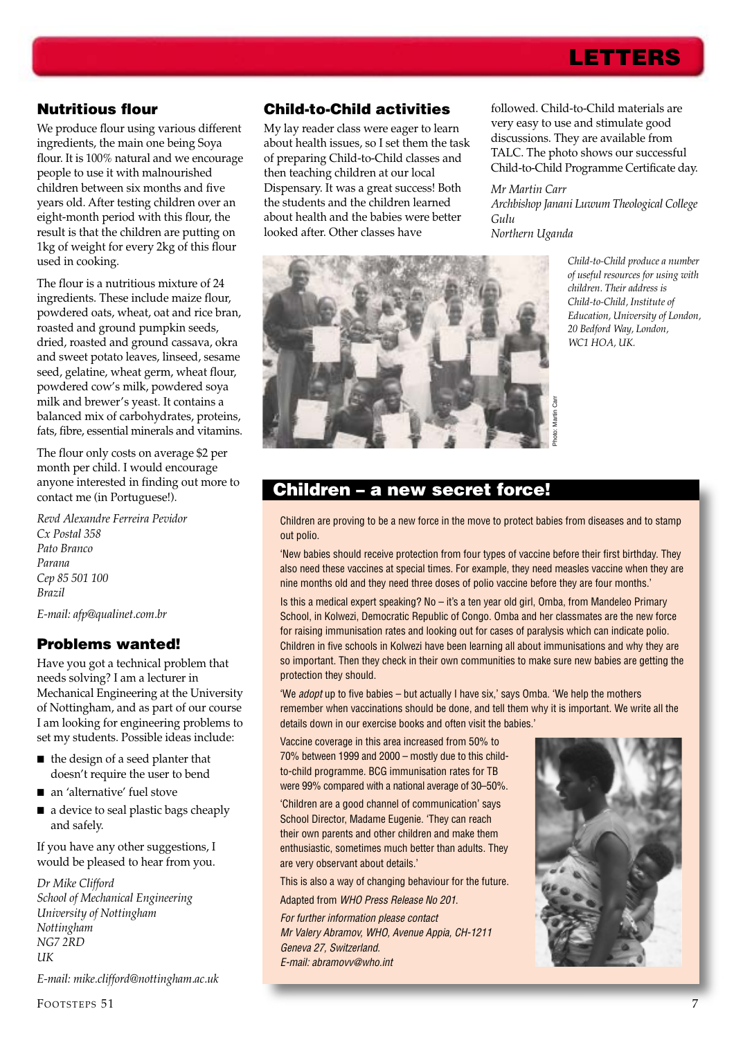# LETTERS

## Nutritious flour

We produce flour using various different ingredients, the main one being Soya flour. It is 100% natural and we encourage people to use it with malnourished children between six months and five years old. After testing children over an eight-month period with this flour, the result is that the children are putting on 1kg of weight for every 2kg of this flour used in cooking.

The flour is a nutritious mixture of 24 ingredients. These include maize flour, powdered oats, wheat, oat and rice bran, roasted and ground pumpkin seeds, dried, roasted and ground cassava, okra and sweet potato leaves, linseed, sesame seed, gelatine, wheat germ, wheat flour, powdered cow's milk, powdered soya milk and brewer's yeast. It contains a balanced mix of carbohydrates, proteins, fats, fibre, essential minerals and vitamins.

The flour only costs on average $2 per month per child. I would encourage anyone interested in finding out more to contact me (in Portuguese!).

*Revd Alexandre Ferreira Pevidor*
*Cx Postal 358*
*Pato Branco*
*Parana*
*Cep 85 501 100*
*Brazil*

*E-mail: afp@qualinet.com.br*

## Problems wanted!

Have you got a technical problem that needs solving? I am a lecturer in Mechanical Engineering at the University of Nottingham, and as part of our course I am looking for engineering problems to set my students. Possible ideas include:

- the design of a seed planter that doesn't require the user to bend
- an 'alternative' fuel stove
- a device to seal plastic bags cheaply and safely.

If you have any other suggestions, I would be pleased to hear from you.

*Dr Mike Clifford*
*School of Mechanical Engineering*
*University of Nottingham*
*Nottingham*
*NG7 2RD*
*UK*

*E-mail: mike.clifford@nottingham.ac.uk*

## Child-to-Child activities

My lay reader class were eager to learn about health issues, so I set them the task of preparing Child-to-Child classes and then teaching children at our local Dispensary. It was a great success! Both the students and the children learned about health and the babies were better looked after. Other classes have followed. Child-to-Child materials are very easy to use and stimulate good discussions. They are available from TALC. The photo shows our successful Child-to-Child Programme Certificate day.

*Mr Martin Carr*
*Archbishop Janani Luwum Theological College*
*Gulu*
*Northern Uganda*

Photo: Martin Carr

*Child-to-Child produce a number of useful resources for using with children. Their address is Child-to-Child, Institute of Education, University of London, 20 Bedford Way, London, WC1 HOA, UK.*

## Children – a new secret force!

Children are proving to be a new force in the move to protect babies from diseases and to stamp out polio.

'New babies should receive protection from four types of vaccine before their first birthday. They also need these vaccines at special times. For example, they need measles vaccine when they are nine months old and they need three doses of polio vaccine before they are four months.'

Is this a medical expert speaking? No – it's a ten year old girl, Omba, from Mandeleo Primary School, in Kolwezi, Democratic Republic of Congo. Omba and her classmates are the new force for raising immunisation rates and looking out for cases of paralysis which can indicate polio. Children in five schools in Kolwezi have been learning all about immunisations and why they are so important. Then they check in their own communities to make sure new babies are getting the protection they should.

'We *adopt* up to five babies – but actually I have six,' says Omba. 'We help the mothers remember when vaccinations should be done, and tell them why it is important. We write all the details down in our exercise books and often visit the babies.'

Vaccine coverage in this area increased from 50% to 70% between 1999 and 2000 – mostly due to this child-to-child programme. BCG immunisation rates for TB were 99% compared with a national average of 30–50%.

'Children are a good channel of communication' says School Director, Madame Eugenie. 'They can reach their own parents and other children and make them enthusiastic, sometimes much better than adults. They are very observant about details.'

This is also a way of changing behaviour for the future.

Adapted from *WHO Press Release No 201.*

*For further information please contact Mr Valery Abramov, WHO, Avenue Appia, CH-1211 Geneva 27, Switzerland.*
*E-mail: abramovv@who.int*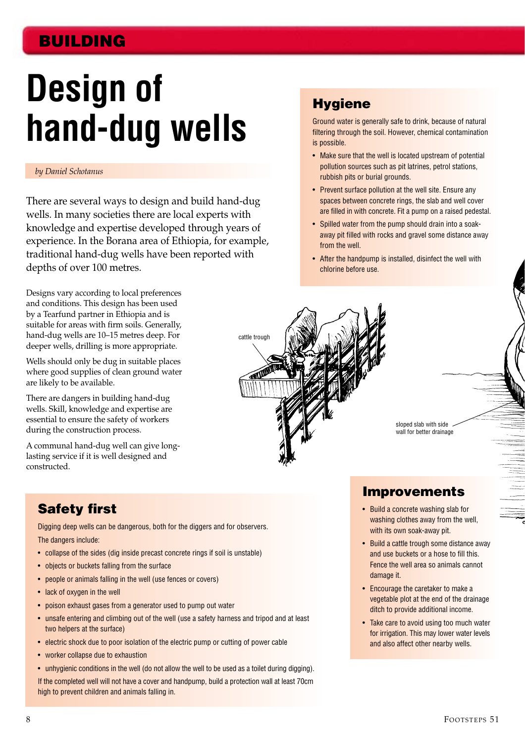# Design of hand-dug wells

*by Daniel Schotanus*

There are several ways to design and build hand-dug wells. In many societies there are local experts with knowledge and expertise developed through years of experience. In the Borana area of Ethiopia, for example, traditional hand-dug wells have been reported with depths of over 100 metres.

Designs vary according to local preferences and conditions. This design has been used by a Tearfund partner in Ethiopia and is suitable for areas with firm soils. Generally, hand-dug wells are 10–15 metres deep. For deeper wells, drilling is more appropriate.

Wells should only be dug in suitable places where good supplies of clean ground water are likely to be available.

There are dangers in building hand-dug wells. Skill, knowledge and expertise are essential to ensure the safety of workers during the construction process.

A communal hand-dug well can give long-lasting service if it is well designed and constructed.

## Safety first

Digging deep wells can be dangerous, both for the diggers and for observers.

The dangers include:

- collapse of the sides (dig inside precast concrete rings if soil is unstable)
- objects or buckets falling from the surface
- people or animals falling in the well (use fences or covers)
- lack of oxygen in the well
- poison exhaust gases from a generator used to pump out water
- unsafe entering and climbing out of the well (use a safety harness and tripod and at least two helpers at the surface)
- electric shock due to poor isolation of the electric pump or cutting of power cable
- worker collapse due to exhaustion
- unhygienic conditions in the well (do not allow the well to be used as a toilet during digging).

If the completed well will not have a cover and handpump, build a protection wall at least 70cm high to prevent children and animals falling in.

## Hygiene

Ground water is generally safe to drink, because of natural filtering through the soil. However, chemical contamination is possible.

- Make sure that the well is located upstream of potential pollution sources such as pit latrines, petrol stations, rubbish pits or burial grounds.
- Prevent surface pollution at the well site. Ensure any spaces between concrete rings, the slab and well cover are filled in with concrete. Fit a pump on a raised pedestal.
- Spilled water from the pump should drain into a soak-away pit filled with rocks and gravel some distance away from the well.
- After the handpump is installed, disinfect the well with chlorine before use.

cattle trough

sloped slab with side wall for better drainage

## Improvements

- Build a concrete washing slab for washing clothes away from the well, with its own soak-away pit.
- Build a cattle trough some distance away and use buckets or a hose to fill this. Fence the well area so animals cannot damage it.
- Encourage the caretaker to make a vegetable plot at the end of the drainage ditch to provide additional income.
- Take care to avoid using too much water for irrigation. This may lower water levels and also affect other nearby wells.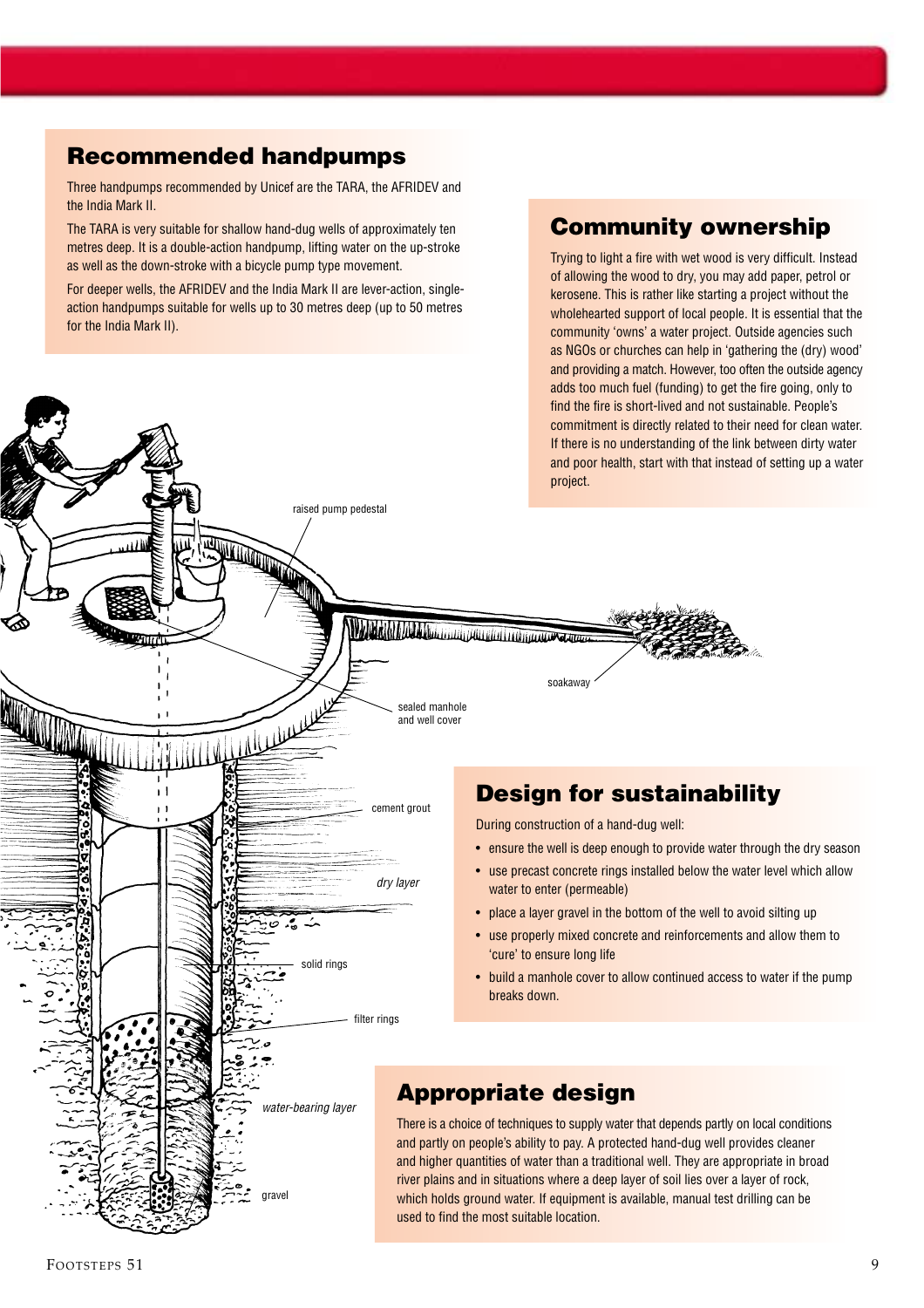## Recommended handpumps

Three handpumps recommended by Unicef are the TARA, the AFRIDEV and the India Mark II.

The TARA is very suitable for shallow hand-dug wells of approximately ten metres deep. It is a double-action handpump, lifting water on the up-stroke as well as the down-stroke with a bicycle pump type movement.

For deeper wells, the AFRIDEV and the India Mark II are lever-action, single-action handpumps suitable for wells up to 30 metres deep (up to 50 metres for the India Mark II).

## Community ownership

Trying to light a fire with wet wood is very difficult. Instead of allowing the wood to dry, you may add paper, petrol or kerosene. This is rather like starting a project without the wholehearted support of local people. It is essential that the community 'owns' a water project. Outside agencies such as NGOs or churches can help in 'gathering the (dry) wood' and providing a match. However, too often the outside agency adds too much fuel (funding) to get the fire going, only to find the fire is short-lived and not sustainable. People's commitment is directly related to their need for clean water. If there is no understanding of the link between dirty water and poor health, start with that instead of setting up a water project.

raised pump pedestal

soakaway

sealed manhole and well cover

cement grout

*dry layer*

solid rings

filter rings

*water-bearing layer*

gravel

## Design for sustainability

During construction of a hand-dug well:

- ensure the well is deep enough to provide water through the dry season
- use precast concrete rings installed below the water level which allow water to enter (permeable)
- place a layer gravel in the bottom of the well to avoid silting up
- use properly mixed concrete and reinforcements and allow them to 'cure' to ensure long life
- build a manhole cover to allow continued access to water if the pump breaks down.

## Appropriate design

There is a choice of techniques to supply water that depends partly on local conditions and partly on people's ability to pay. A protected hand-dug well provides cleaner and higher quantities of water than a traditional well. They are appropriate in broad river plains and in situations where a deep layer of soil lies over a layer of rock, which holds ground water. If equipment is available, manual test drilling can be used to find the most suitable location.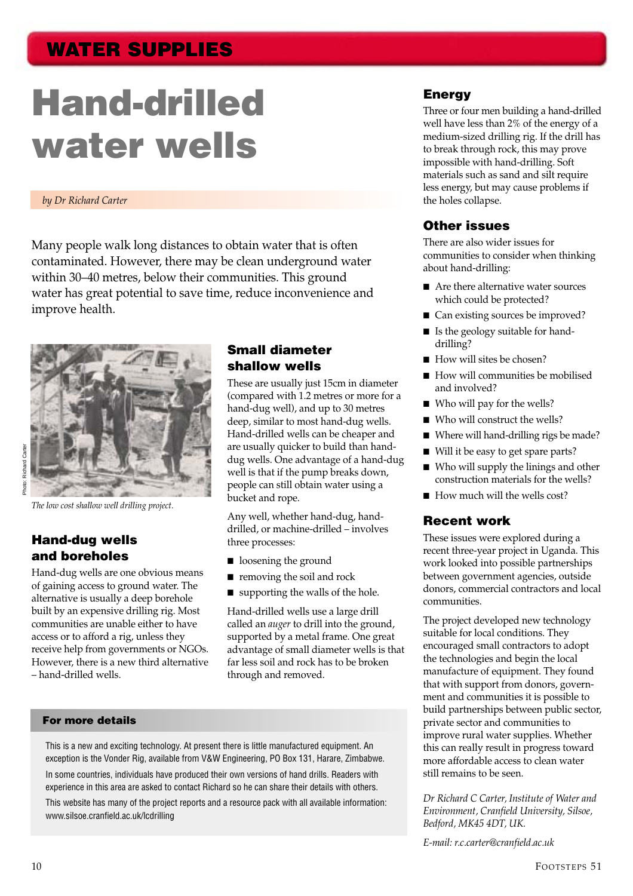WATER SUPPLIES

# Hand-drilled water wells

*by Dr Richard Carter*

Many people walk long distances to obtain water that is often contaminated. However, there may be clean underground water within 30–40 metres, below their communities. This ground water has great potential to save time, reduce inconvenience and improve health.

Photo: Richard Carter

*The low cost shallow well drilling project.*

## Hand-dug wells and boreholes

Hand-dug wells are one obvious means of gaining access to ground water. The alternative is usually a deep borehole built by an expensive drilling rig. Most communities are unable either to have access or to afford a rig, unless they receive help from governments or NGOs. However, there is a new third alternative – hand-drilled wells.

## Small diameter shallow wells

These are usually just 15cm in diameter (compared with 1.2 metres or more for a hand-dug well), and up to 30 metres deep, similar to most hand-dug wells. Hand-drilled wells can be cheaper and are usually quicker to build than hand-dug wells. One advantage of a hand-dug well is that if the pump breaks down, people can still obtain water using a bucket and rope.

Any well, whether hand-dug, hand-drilled, or machine-drilled – involves three processes:

- loosening the ground
- removing the soil and rock
- supporting the walls of the hole.

Hand-drilled wells use a large drill called an *auger* to drill into the ground, supported by a metal frame. One great advantage of small diameter wells is that far less soil and rock has to be broken through and removed.

### For more details

This is a new and exciting technology. At present there is little manufactured equipment. An exception is the Vonder Rig, available from V&W Engineering, PO Box 131, Harare, Zimbabwe.

In some countries, individuals have produced their own versions of hand drills. Readers with experience in this area are asked to contact Richard so he can share their details with others.

This website has many of the project reports and a resource pack with all available information: www.silsoe.cranfield.ac.uk/lcdrilling

## Energy

Three or four men building a hand-drilled well have less than 2% of the energy of a medium-sized drilling rig. If the drill has to break through rock, this may prove impossible with hand-drilling. Soft materials such as sand and silt require less energy, but may cause problems if the holes collapse.

## Other issues

There are also wider issues for communities to consider when thinking about hand-drilling:

- Are there alternative water sources which could be protected?
- Can existing sources be improved?
- Is the geology suitable for hand-drilling?
- How will sites be chosen?
- How will communities be mobilised and involved?
- Who will pay for the wells?
- Who will construct the wells?
- Where will hand-drilling rigs be made?
- Will it be easy to get spare parts?
- Who will supply the linings and other construction materials for the wells?
- How much will the wells cost?

## Recent work

These issues were explored during a recent three-year project in Uganda. This work looked into possible partnerships between government agencies, outside donors, commercial contractors and local communities.

The project developed new technology suitable for local conditions. They encouraged small contractors to adopt the technologies and begin the local manufacture of equipment. They found that with support from donors, government and communities it is possible to build partnerships between public sector, private sector and communities to improve rural water supplies. Whether this can really result in progress toward more affordable access to clean water still remains to be seen.

*Dr Richard C Carter, Institute of Water and Environment, Cranfield University, Silsoe, Bedford, MK45 4DT, UK.*

*E-mail: r.c.carter@cranfield.ac.uk*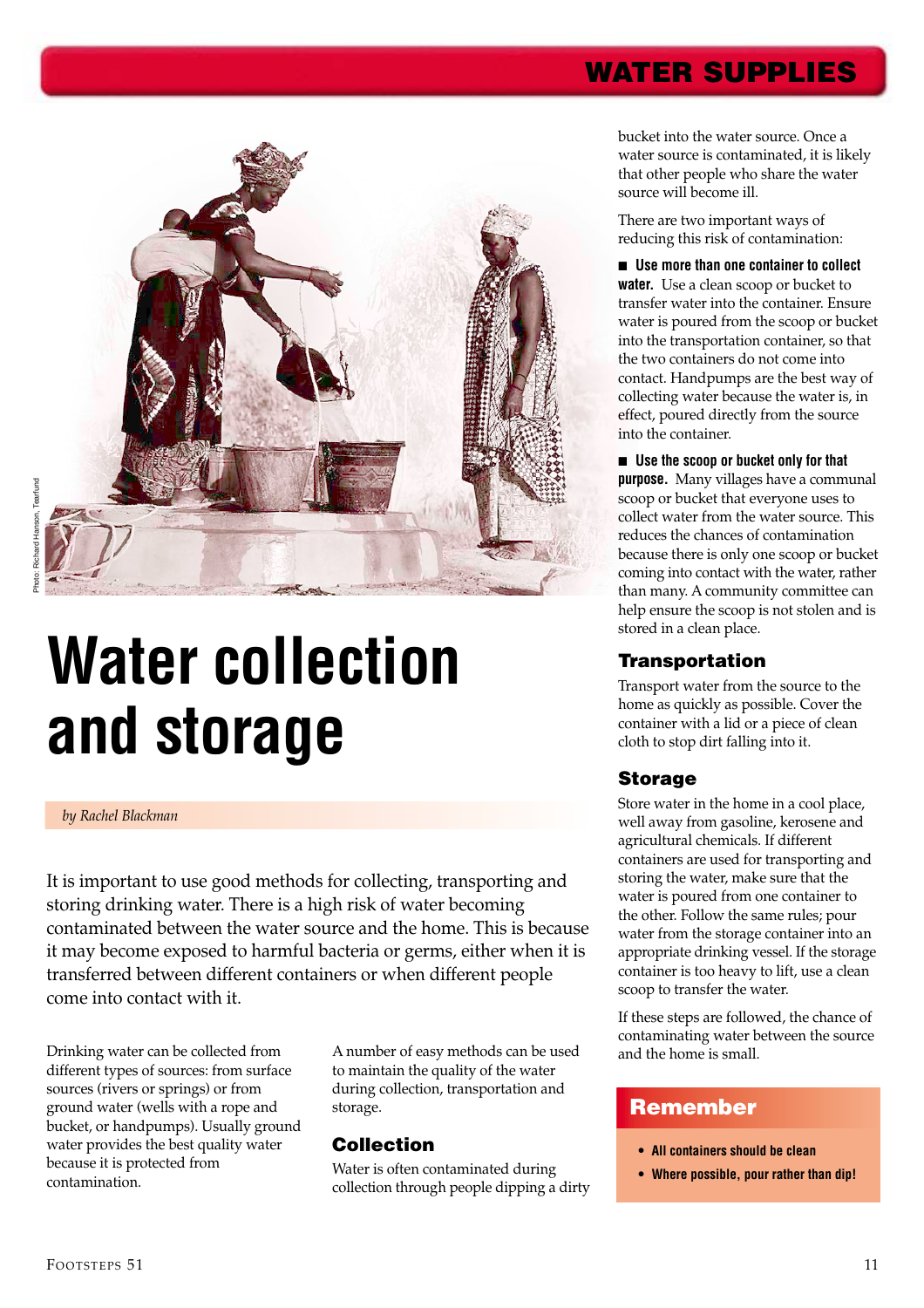# Water collection and storage

*by Rachel Blackman*

It is important to use good methods for collecting, transporting and storing drinking water. There is a high risk of water becoming contaminated between the water source and the home. This is because it may become exposed to harmful bacteria or germs, either when it is transferred between different containers or when different people come into contact with it.

Drinking water can be collected from different types of sources: from surface sources (rivers or springs) or from ground water (wells with a rope and bucket, or handpumps). Usually ground water provides the best quality water because it is protected from contamination.

A number of easy methods can be used to maintain the quality of the water during collection, transportation and storage.

## Collection

Water is often contaminated during collection through people dipping a dirty bucket into the water source. Once a water source is contaminated, it is likely that other people who share the water source will become ill.

There are two important ways of reducing this risk of contamination:

- **Use more than one container to collect water.** Use a clean scoop or bucket to transfer water into the container. Ensure water is poured from the scoop or bucket into the transportation container, so that the two containers do not come into contact. Handpumps are the best way of collecting water because the water is, in effect, poured directly from the source into the container.

- **Use the scoop or bucket only for that purpose.** Many villages have a communal scoop or bucket that everyone uses to collect water from the water source. This reduces the chances of contamination because there is only one scoop or bucket coming into contact with the water, rather than many. A community committee can help ensure the scoop is not stolen and is stored in a clean place.

## Transportation

Transport water from the source to the home as quickly as possible. Cover the container with a lid or a piece of clean cloth to stop dirt falling into it.

## Storage

Store water in the home in a cool place, well away from gasoline, kerosene and agricultural chemicals. If different containers are used for transporting and storing the water, make sure that the water is poured from one container to the other. Follow the same rules; pour water from the storage container into an appropriate drinking vessel. If the storage container is too heavy to lift, use a clean scoop to transfer the water.

If these steps are followed, the chance of contaminating water between the source and the home is small.

## Remember

- **All containers should be clean**
- **Where possible, pour rather than dip!**

Photo: Richard Hanson, Tearfund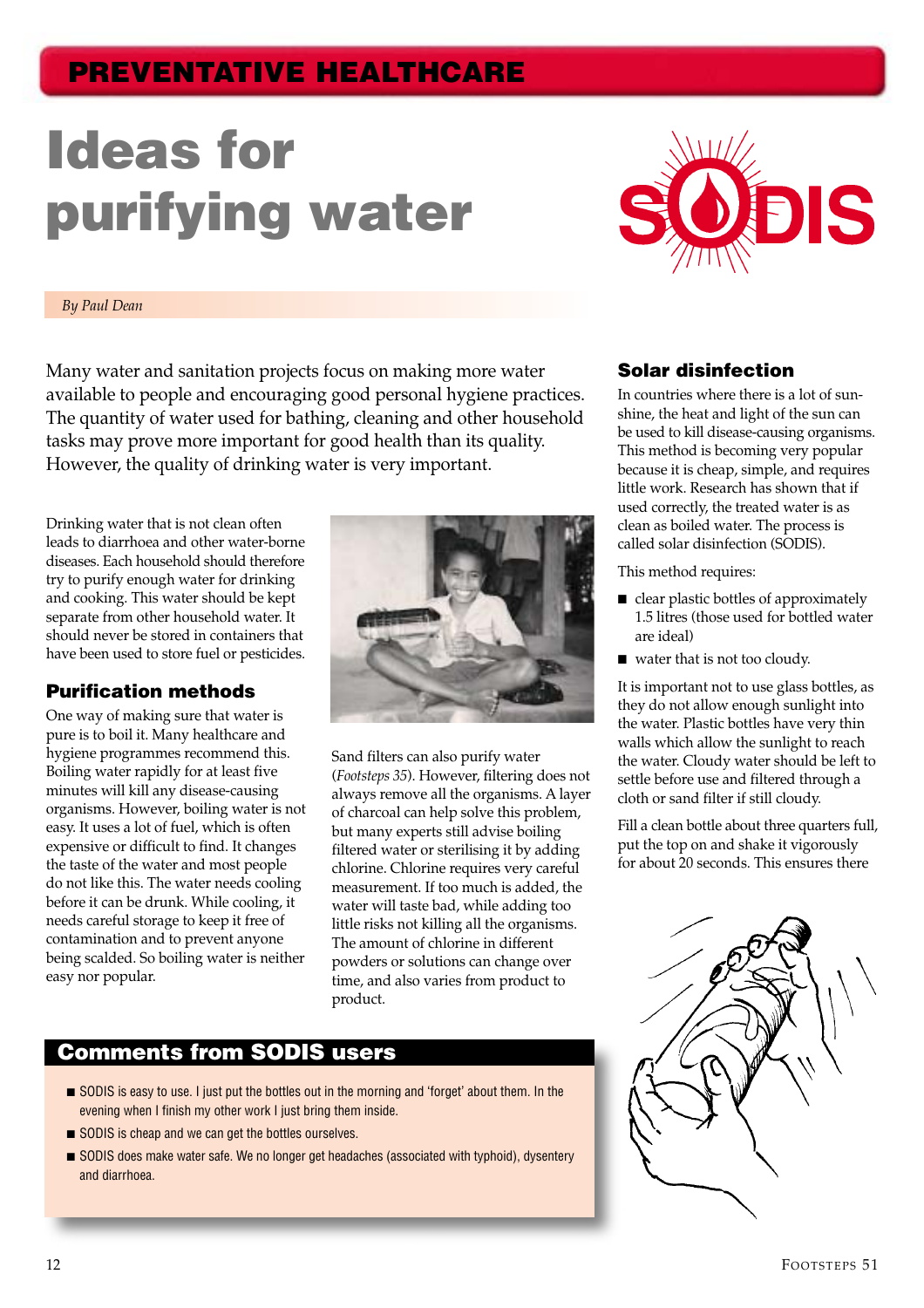PREVENTATIVE HEALTHCARE

# Ideas for purifying water

*By Paul Dean*

Many water and sanitation projects focus on making more water available to people and encouraging good personal hygiene practices. The quantity of water used for bathing, cleaning and other household tasks may prove more important for good health than its quality. However, the quality of drinking water is very important.

Drinking water that is not clean often leads to diarrhoea and other water-borne diseases. Each household should therefore try to purify enough water for drinking and cooking. This water should be kept separate from other household water. It should never be stored in containers that have been used to store fuel or pesticides.

## Purification methods

One way of making sure that water is pure is to boil it. Many healthcare and hygiene programmes recommend this. Boiling water rapidly for at least five minutes will kill any disease-causing organisms. However, boiling water is not easy. It uses a lot of fuel, which is often expensive or difficult to find. It changes the taste of the water and most people do not like this. The water needs cooling before it can be drunk. While cooling, it needs careful storage to keep it free of contamination and to prevent anyone being scalded. So boiling water is neither easy nor popular.

Sand filters can also purify water (*Footsteps 35*). However, filtering does not always remove all the organisms. A layer of charcoal can help solve this problem, but many experts still advise boiling filtered water or sterilising it by adding chlorine. Chlorine requires very careful measurement. If too much is added, the water will taste bad, while adding too little risks not killing all the organisms. The amount of chlorine in different powders or solutions can change over time, and also varies from product to product.

## Comments from SODIS users

- SODIS is easy to use. I just put the bottles out in the morning and 'forget' about them. In the evening when I finish my other work I just bring them inside.
- SODIS is cheap and we can get the bottles ourselves.
- SODIS does make water safe. We no longer get headaches (associated with typhoid), dysentery and diarrhoea.

## Solar disinfection

In countries where there is a lot of sunshine, the heat and light of the sun can be used to kill disease-causing organisms. This method is becoming very popular because it is cheap, simple, and requires little work. Research has shown that if used correctly, the treated water is as clean as boiled water. The process is called solar disinfection (SODIS).

This method requires:

- clear plastic bottles of approximately 1.5 litres (those used for bottled water are ideal)
- water that is not too cloudy.

It is important not to use glass bottles, as they do not allow enough sunlight into the water. Plastic bottles have very thin walls which allow the sunlight to reach the water. Cloudy water should be left to settle before use and filtered through a cloth or sand filter if still cloudy.

Fill a clean bottle about three quarters full, put the top on and shake it vigorously for about 20 seconds. This ensures there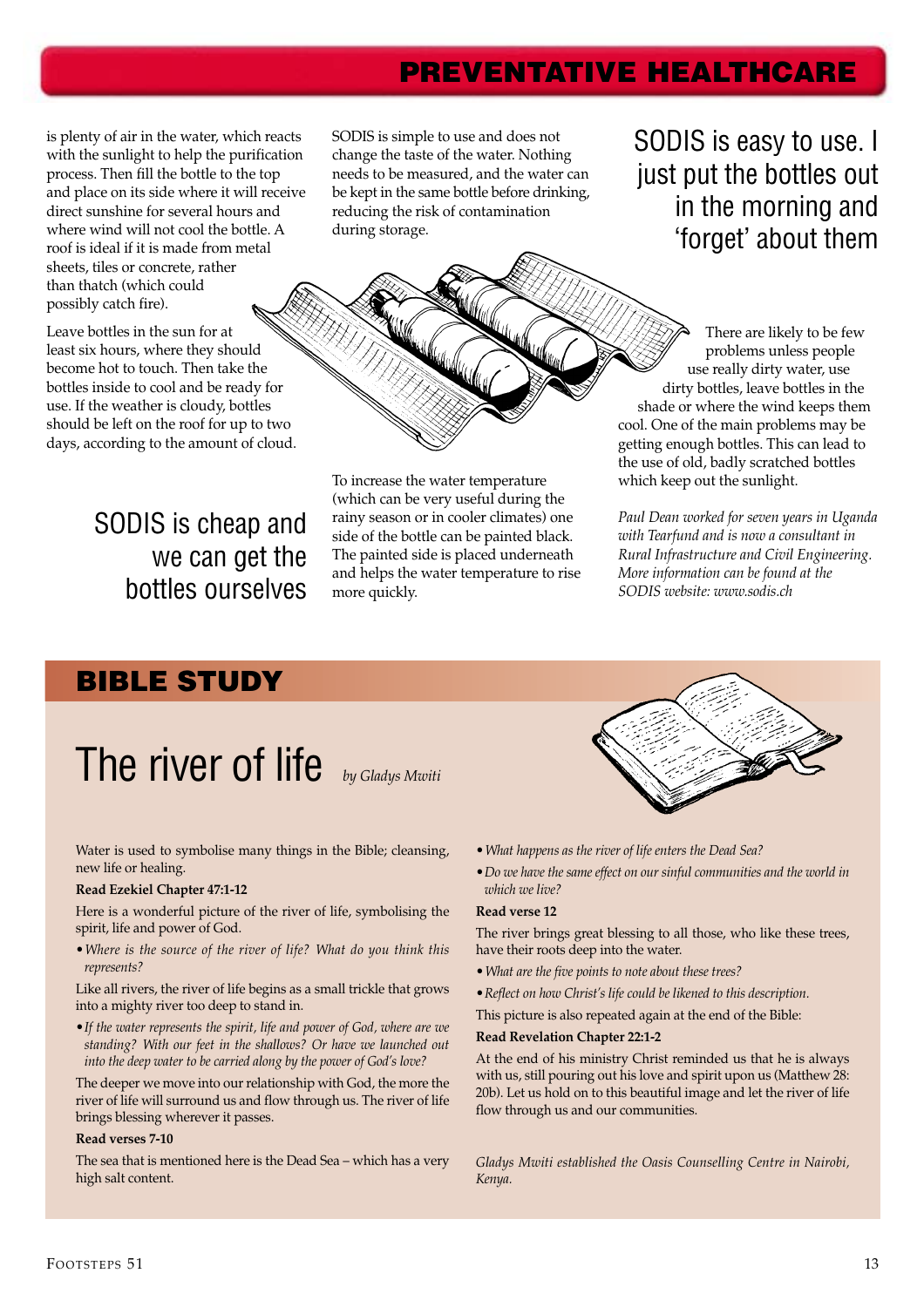## PREVENTATIVE HEALTHCARE

is plenty of air in the water, which reacts with the sunlight to help the purification process. Then fill the bottle to the top and place on its side where it will receive direct sunshine for several hours and where wind will not cool the bottle. A roof is ideal if it is made from metal sheets, tiles or concrete, rather than thatch (which could possibly catch fire).

Leave bottles in the sun for at least six hours, where they should become hot to touch. Then take the bottles inside to cool and be ready for use. If the weather is cloudy, bottles should be left on the roof for up to two days, according to the amount of cloud.

SODIS is cheap and we can get the bottles ourselves

SODIS is simple to use and does not change the taste of the water. Nothing needs to be measured, and the water can be kept in the same bottle before drinking, reducing the risk of contamination during storage.

To increase the water temperature (which can be very useful during the rainy season or in cooler climates) one side of the bottle can be painted black. The painted side is placed underneath and helps the water temperature to rise more quickly.

SODIS is easy to use. I just put the bottles out in the morning and 'forget' about them

There are likely to be few problems unless people use really dirty water, use dirty bottles, leave bottles in the shade or where the wind keeps them cool. One of the main problems may be getting enough bottles. This can lead to the use of old, badly scratched bottles which keep out the sunlight.

*Paul Dean worked for seven years in Uganda with Tearfund and is now a consultant in Rural Infrastructure and Civil Engineering. More information can be found at the SODIS website: www.sodis.ch*

## BIBLE STUDY

# The river of life

*by Gladys Mwiti*

Water is used to symbolise many things in the Bible; cleansing, new life or healing.

**Read Ezekiel Chapter 47:1-12**

Here is a wonderful picture of the river of life, symbolising the spirit, life and power of God.

- *Where is the source of the river of life? What do you think this represents?*

Like all rivers, the river of life begins as a small trickle that grows into a mighty river too deep to stand in.

- *If the water represents the spirit, life and power of God, where are we standing? With our feet in the shallows? Or have we launched out into the deep water to be carried along by the power of God's love?*

The deeper we move into our relationship with God, the more the river of life will surround us and flow through us. The river of life brings blessing wherever it passes.

**Read verses 7-10**

The sea that is mentioned here is the Dead Sea – which has a very high salt content.

- *What happens as the river of life enters the Dead Sea?*
- *Do we have the same effect on our sinful communities and the world in which we live?*

**Read verse 12**

The river brings great blessing to all those, who like these trees, have their roots deep into the water.

- *What are the five points to note about these trees?*
- *Reflect on how Christ's life could be likened to this description.*

This picture is also repeated again at the end of the Bible:

**Read Revelation Chapter 22:1-2**

At the end of his ministry Christ reminded us that he is always with us, still pouring out his love and spirit upon us (Matthew 28: 20b). Let us hold on to this beautiful image and let the river of life flow through us and our communities.

*Gladys Mwiti established the Oasis Counselling Centre in Nairobi, Kenya.*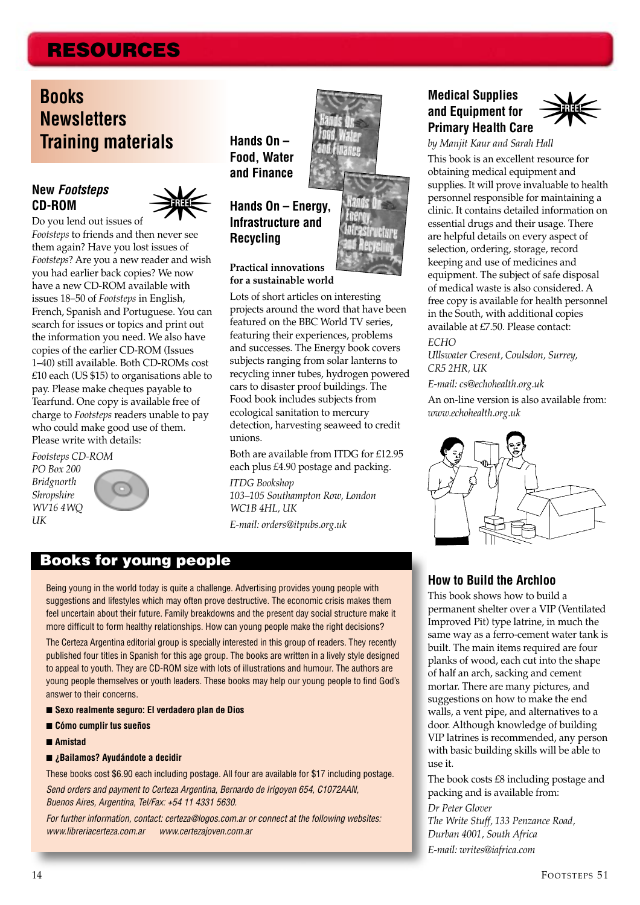# RESOURCES

## Books Newsletters Training materials

### New *Footsteps* CD-ROM

FREE!

Do you lend out issues of *Footsteps* to friends and then never see them again? Have you lost issues of *Footsteps*? Are you a new reader and wish you had earlier back copies? We now have a new CD-ROM available with issues 18–50 of *Footsteps* in English, French, Spanish and Portuguese. You can search for issues or topics and print out the information you need. We also have copies of the earlier CD-ROM (Issues 1–40) still available. Both CD-ROMs cost £10 each (US $15) to organisations able to pay. Please make cheques payable to Tearfund. One copy is available free of charge to *Footsteps* readers unable to pay who could make good use of them. Please write with details:

*Footsteps CD-ROM*
*PO Box 200*
*Bridgnorth*
*Shropshire*
*WV16 4WQ*
*UK*

### Hands On – Food, Water and Finance

### Hands On – Energy, Infrastructure and Recycling

**Practical innovations for a sustainable world**

Lots of short articles on interesting projects around the word that have been featured on the BBC World TV series, featuring their experiences, problems and successes. The Energy book covers subjects ranging from solar lanterns to recycling inner tubes, hydrogen powered cars to disaster proof buildings. The Food book includes subjects from ecological sanitation to mercury detection, harvesting seaweed to credit unions.

Both are available from ITDG for £12.95 each plus £4.90 postage and packing.

*ITDG Bookshop*
*103–105 Southampton Row, London*
*WC1B 4HL, UK*
*E-mail: orders@itpubs.org.uk*

### Medical Supplies and Equipment for Primary Health Care

FREE!

*by Manjit Kaur and Sarah Hall*

This book is an excellent resource for obtaining medical equipment and supplies. It will prove invaluable to health personnel responsible for maintaining a clinic. It contains detailed information on essential drugs and their usage. There are helpful details on every aspect of selection, ordering, storage, record keeping and use of medicines and equipment. The subject of safe disposal of medical waste is also considered. A free copy is available for health personnel in the South, with additional copies available at £7.50. Please contact:

*ECHO*
*Ullswater Cresent, Coulsdon, Surrey, CR5 2HR, UK*
*E-mail: cs@echohealth.org.uk*

An on-line version is also available from: *www.echohealth.org.uk*

### Books for young people

Being young in the world today is quite a challenge. Advertising provides young people with suggestions and lifestyles which may often prove destructive. The economic crisis makes them feel uncertain about their future. Family breakdowns and the present day social structure make it more difficult to form healthy relationships. How can young people make the right decisions?

The Certeza Argentina editorial group is specially interested in this group of readers. They recently published four titles in Spanish for this age group. The books are written in a lively style designed to appeal to youth. They are CD-ROM size with lots of illustrations and humour. The authors are young people themselves or youth leaders. These books may help our young people to find God's answer to their concerns.

- **Sexo realmente seguro: El verdadero plan de Dios**
- **Cómo cumplir tus sueños**
- **Amistad**
- **¿Bailamos? Ayudándote a decidir**

These books cost $6.90 each including postage. All four are available for $17 including postage.

*Send orders and payment to Certeza Argentina, Bernardo de Irigoyen 654, C1072AAN, Buenos Aires, Argentina, Tel/Fax: +54 11 4331 5630.*

*For further information, contact: certeza@logos.com.ar or connect at the following websites: www.libreriacerteza.com.ar www.certezajoven.com.ar*

### How to Build the Archloo

This book shows how to build a permanent shelter over a VIP (Ventilated Improved Pit) type latrine, in much the same way as a ferro-cement water tank is built. The main items required are four planks of wood, each cut into the shape of half an arch, sacking and cement mortar. There are many pictures, and suggestions on how to make the end walls, a vent pipe, and alternatives to a door. Although knowledge of building VIP latrines is recommended, any person with basic building skills will be able to use it.

The book costs £8 including postage and packing and is available from:

*Dr Peter Glover*
*The Write Stuff, 133 Penzance Road, Durban 4001, South Africa*
*E-mail: writes@iafrica.com*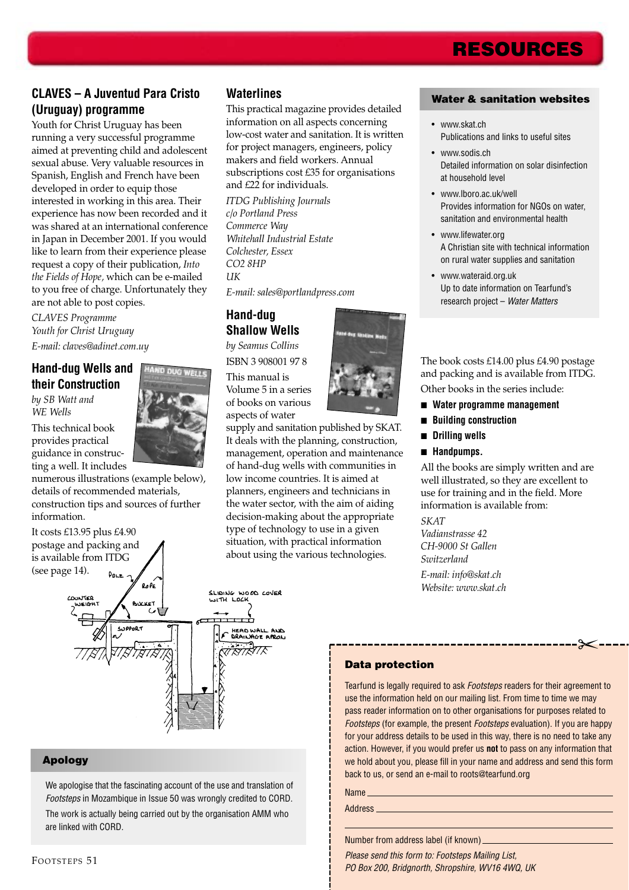# RESOURCES

## CLAVES – A Juventud Para Cristo (Uruguay) programme

Youth for Christ Uruguay has been running a very successful programme aimed at preventing child and adolescent sexual abuse. Very valuable resources in Spanish, English and French have been developed in order to equip those interested in working in this area. Their experience has now been recorded and it was shared at an international conference in Japan in December 2001. If you would like to learn from their experience please request a copy of their publication, *Into the Fields of Hope,* which can be e-mailed to you free of charge. Unfortunately they are not able to post copies.

*CLAVES Programme*
*Youth for Christ Uruguay*
*E-mail: claves@adinet.com.uy*

## Hand-dug Wells and their Construction

*by SB Watt and WE Wells*

This technical book provides practical guidance in constructing a well. It includes numerous illustrations (example below), details of recommended materials, construction tips and sources of further information.

It costs £13.95 plus £4.90 postage and packing and is available from ITDG (see page 14).

## Waterlines

This practical magazine provides detailed information on all aspects concerning low-cost water and sanitation. It is written for project managers, engineers, policy makers and field workers. Annual subscriptions cost £35 for organisations and £22 for individuals.

*ITDG Publishing Journals*
*c/o Portland Press*
*Commerce Way*
*Whitehall Industrial Estate*
*Colchester, Essex*
*CO2 8HP*
*UK*
*E-mail: sales@portlandpress.com*

## Hand-dug Shallow Wells

*by Seamus Collins*

ISBN 3 908001 97 8

This manual is Volume 5 in a series of books on various aspects of water supply and sanitation published by SKAT. It deals with the planning, construction, management, operation and maintenance of hand-dug wells with communities in low income countries. It is aimed at planners, engineers and technicians in the water sector, with the aim of aiding decision-making about the appropriate type of technology to use in a given situation, with practical information about using the various technologies.

The book costs £14.00 plus £4.90 postage and packing and is available from ITDG.

Other books in the series include:

- **Water programme management**
- **Building construction**
- **Drilling wells**
- **Handpumps.**

All the books are simply written and are well illustrated, so they are excellent to use for training and in the field. More information is available from:

*SKAT*
*Vadianstrasse 42*
*CH-9000 St Gallen*
*Switzerland*
*E-mail: info@skat.ch*
*Website: www.skat.ch*

## Water & sanitation websites

- www.skat.ch
  Publications and links to useful sites
- www.sodis.ch
  Detailed information on solar disinfection at household level
- www.lboro.ac.uk/well
  Provides information for NGOs on water, sanitation and environmental health
- www.lifewater.org
  A Christian site with technical information on rural water supplies and sanitation
- www.wateraid.org.uk
  Up to date information on Tearfund's research project – *Water Matters*

## Apology

We apologise that the fascinating account of the use and translation of *Footsteps* in Mozambique in Issue 50 was wrongly credited to CORD. The work is actually being carried out by the organisation AMM who are linked with CORD.

## Data protection

Tearfund is legally required to ask *Footsteps* readers for their agreement to use the information held on our mailing list. From time to time we may pass reader information on to other organisations for purposes related to *Footsteps* (for example, the present *Footsteps* evaluation). If you are happy for your address details to be used in this way, there is no need to take any action. However, if you would prefer us **not** to pass on any information that we hold about you, please fill in your name and address and send this form back to us, or send an e-mail to roots@tearfund.org

Name ______________________________

Address ______________________________

______________________________

Number from address label (if known) ______________________________

*Please send this form to: Footsteps Mailing List, PO Box 200, Bridgnorth, Shropshire, WV16 4WQ, UK*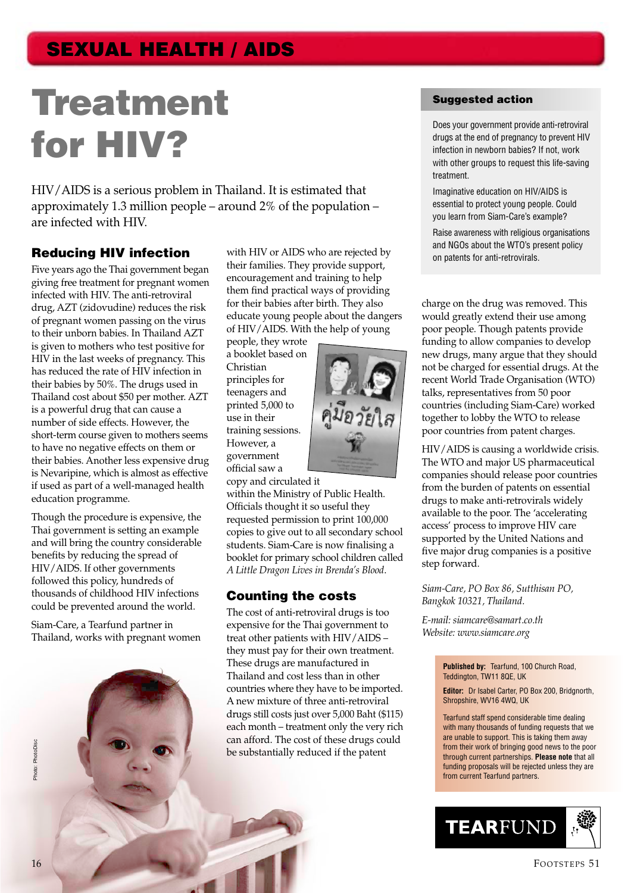# Treatment for HIV?

HIV/AIDS is a serious problem in Thailand. It is estimated that approximately 1.3 million people – around 2% of the population – are infected with HIV.

## Reducing HIV infection

Five years ago the Thai government began giving free treatment for pregnant women infected with HIV. The anti-retroviral drug, AZT (zidovudine) reduces the risk of pregnant women passing on the virus to their unborn babies. In Thailand AZT is given to mothers who test positive for HIV in the last weeks of pregnancy. This has reduced the rate of HIV infection in their babies by 50%. The drugs used in Thailand cost about $50 per mother. AZT is a powerful drug that can cause a number of side effects. However, the short-term course given to mothers seems to have no negative effects on them or their babies. Another less expensive drug is Nevaripine, which is almost as effective if used as part of a well-managed health education programme.

Though the procedure is expensive, the Thai government is setting an example and will bring the country considerable benefits by reducing the spread of HIV/AIDS. If other governments followed this policy, hundreds of thousands of childhood HIV infections could be prevented around the world.

Siam-Care, a Tearfund partner in Thailand, works with pregnant women with HIV or AIDS who are rejected by their families. They provide support, encouragement and training to help them find practical ways of providing for their babies after birth. They also educate young people about the dangers of HIV/AIDS. With the help of young people, they wrote a booklet based on Christian principles for teenagers and printed 5,000 to use in their training sessions. However, a government official saw a copy and circulated it within the Ministry of Public Health. Officials thought it so useful they requested permission to print 100,000 copies to give out to all secondary school students. Siam-Care is now finalising a booklet for primary school children called *A Little Dragon Lives in Brenda's Blood.*

## Counting the costs

The cost of anti-retroviral drugs is too expensive for the Thai government to treat other patients with HIV/AIDS – they must pay for their own treatment. These drugs are manufactured in Thailand and cost less than in other countries where they have to be imported. A new mixture of three anti-retroviral drugs still costs just over 5,000 Baht ($115) each month – treatment only the very rich can afford. The cost of these drugs could be substantially reduced if the patent charge on the drug was removed. This would greatly extend their use among poor people. Though patents provide funding to allow companies to develop new drugs, many argue that they should not be charged for essential drugs. At the recent World Trade Organisation (WTO) talks, representatives from 50 poor countries (including Siam-Care) worked together to lobby the WTO to release poor countries from patent charges.

HIV/AIDS is causing a worldwide crisis. The WTO and major US pharmaceutical companies should release poor countries from the burden of patents on essential drugs to make anti-retrovirals widely available to the poor. The 'accelerating access' process to improve HIV care supported by the United Nations and five major drug companies is a positive step forward.

*Siam-Care, PO Box 86, Sutthisan PO, Bangkok 10321, Thailand.*

*E-mail: siamcare@samart.co.th*
*Website: www.siamcare.org*

### Suggested action

Does your government provide anti-retroviral drugs at the end of pregnancy to prevent HIV infection in newborn babies? If not, work with other groups to request this life-saving treatment.

Imaginative education on HIV/AIDS is essential to protect young people. Could you learn from Siam-Care's example?

Raise awareness with religious organisations and NGOs about the WTO's present policy on patents for anti-retrovirals.

Photo: PhotoDisc

**Published by:** Tearfund, 100 Church Road, Teddington, TW11 8QE, UK

**Editor:** Dr Isabel Carter, PO Box 200, Bridgnorth, Shropshire, WV16 4WQ, UK

Tearfund staff spend considerable time dealing with many thousands of funding requests that we are unable to support. This is taking them away from their work of bringing good news to the poor through current partnerships. **Please note** that all funding proposals will be rejected unless they are from current Tearfund partners.

TEARFUND